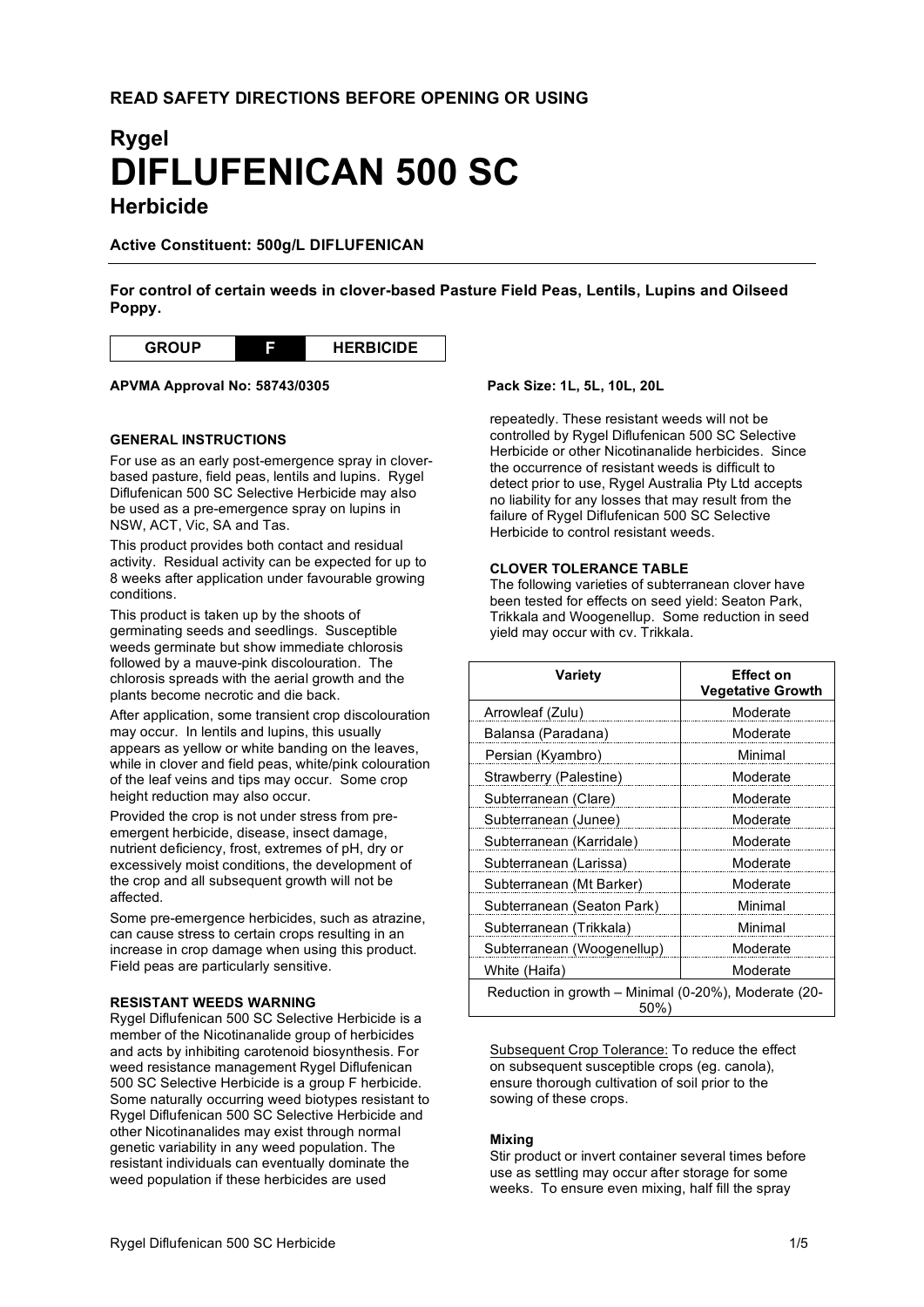**READ SAFETY DIRECTIONS BEFORE OPENING OR USING**

# Rygel
# DIFLUFENICAN 500 SC
## Herbicide

**Active Constituent: 500g/L DIFLUFENICAN**

**For control of certain weeds in clover-based Pasture Field Peas, Lentils, Lupins and Oilseed Poppy.**

| GROUP | F | HERBICIDE |
|---|---|---|

**APVMA Approval No: 58743/0305**

**Pack Size: 1L, 5L, 10L, 20L**

### GENERAL INSTRUCTIONS

For use as an early post-emergence spray in clover-based pasture, field peas, lentils and lupins. Rygel Diflufenican 500 SC Selective Herbicide may also be used as a pre-emergence spray on lupins in NSW, ACT, Vic, SA and Tas.

This product provides both contact and residual activity. Residual activity can be expected for up to 8 weeks after application under favourable growing conditions.

This product is taken up by the shoots of germinating seeds and seedlings. Susceptible weeds germinate but show immediate chlorosis followed by a mauve-pink discolouration. The chlorosis spreads with the aerial growth and the plants become necrotic and die back.

After application, some transient crop discolouration may occur. In lentils and lupins, this usually appears as yellow or white banding on the leaves, while in clover and field peas, white/pink colouration of the leaf veins and tips may occur. Some crop height reduction may also occur.

Provided the crop is not under stress from pre-emergent herbicide, disease, insect damage, nutrient deficiency, frost, extremes of pH, dry or excessively moist conditions, the development of the crop and all subsequent growth will not be affected.

Some pre-emergence herbicides, such as atrazine, can cause stress to certain crops resulting in an increase in crop damage when using this product. Field peas are particularly sensitive.

### RESISTANT WEEDS WARNING

Rygel Diflufenican 500 SC Selective Herbicide is a member of the Nicotinanalide group of herbicides and acts by inhibiting carotenoid biosynthesis. For weed resistance management Rygel Diflufenican 500 SC Selective Herbicide is a group F herbicide. Some naturally occurring weed biotypes resistant to Rygel Diflufenican 500 SC Selective Herbicide and other Nicotinanalides may exist through normal genetic variability in any weed population. The resistant individuals can eventually dominate the weed population if these herbicides are used repeatedly. These resistant weeds will not be controlled by Rygel Diflufenican 500 SC Selective Herbicide or other Nicotinanalide herbicides. Since the occurrence of resistant weeds is difficult to detect prior to use, Rygel Australia Pty Ltd accepts no liability for any losses that may result from the failure of Rygel Diflufenican 500 SC Selective Herbicide to control resistant weeds.

### CLOVER TOLERANCE TABLE

The following varieties of subterranean clover have been tested for effects on seed yield: Seaton Park, Trikkala and Woogenellup. Some reduction in seed yield may occur with cv. Trikkala.

| Variety | Effect on Vegetative Growth |
|---|---|
| Arrowleaf (Zulu) | Moderate |
| Balansa (Paradana) | Moderate |
| Persian (Kyambro) | Minimal |
| Strawberry (Palestine) | Moderate |
| Subterranean (Clare) | Moderate |
| Subterranean (Junee) | Moderate |
| Subterranean (Karridale) | Moderate |
| Subterranean (Larissa) | Moderate |
| Subterranean (Mt Barker) | Moderate |
| Subterranean (Seaton Park) | Minimal |
| Subterranean (Trikkala) | Minimal |
| Subterranean (Woogenellup) | Moderate |
| White (Haifa) | Moderate |
| Reduction in growth – Minimal (0-20%), Moderate (20-50%) | |

Subsequent Crop Tolerance: To reduce the effect on subsequent susceptible crops (eg. canola), ensure thorough cultivation of soil prior to the sowing of these crops.

#### Mixing

Stir product or invert container several times before use as settling may occur after storage for some weeks. To ensure even mixing, half fill the spray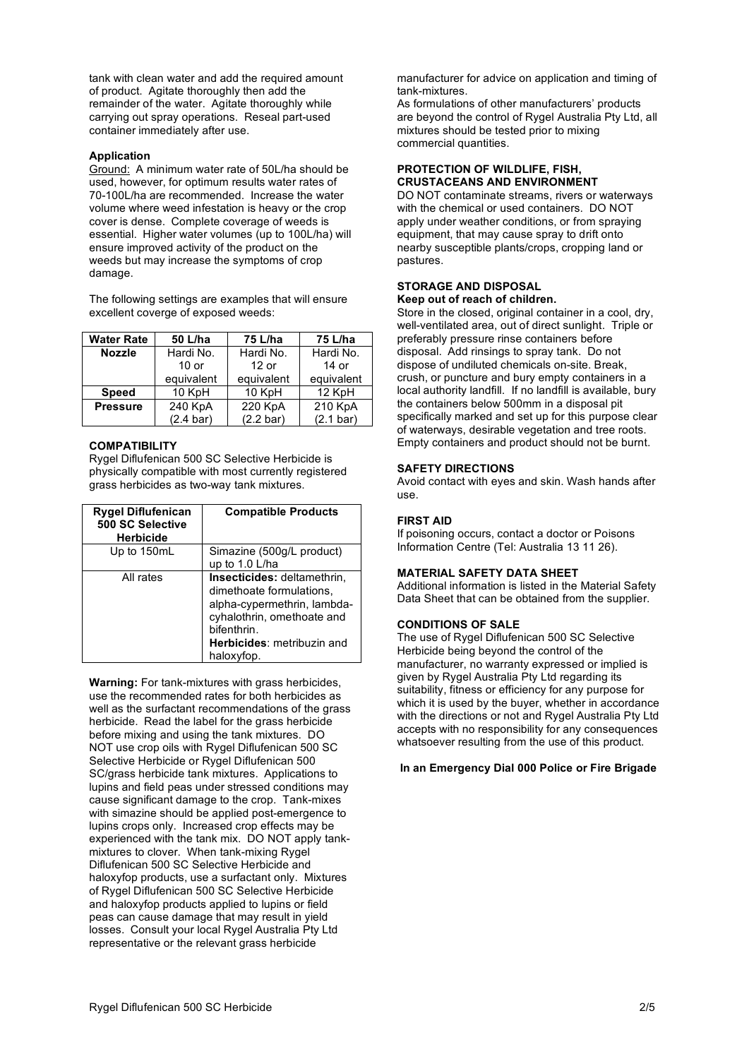tank with clean water and add the required amount of product. Agitate thoroughly then add the remainder of the water. Agitate thoroughly while carrying out spray operations. Reseal part-used container immediately after use.

**Application**

Ground: A minimum water rate of 50L/ha should be used, however, for optimum results water rates of 70-100L/ha are recommended. Increase the water volume where weed infestation is heavy or the crop cover is dense. Complete coverage of weeds is essential. Higher water volumes (up to 100L/ha) will ensure improved activity of the product on the weeds but may increase the symptoms of crop damage.

The following settings are examples that will ensure excellent coverge of exposed weeds:

| **Water Rate** | **50 L/ha** | **75 L/ha** | **75 L/ha** |
|---|---|---|---|
| **Nozzle** | Hardi No. 10 or equivalent | Hardi No. 12 or equivalent | Hardi No. 14 or equivalent |
| **Speed** | 10 KpH | 10 KpH | 12 KpH |
| **Pressure** | 240 KpA (2.4 bar) | 220 KpA (2.2 bar) | 210 KpA (2.1 bar) |

**COMPATIBILITY**

Rygel Diflufenican 500 SC Selective Herbicide is physically compatible with most currently registered grass herbicides as two-way tank mixtures.

| **Rygel Diflufenican 500 SC Selective Herbicide** | **Compatible Products** |
|---|---|
| Up to 150mL | Simazine (500g/L product) up to 1.0 L/ha |
| All rates | **Insecticides:** deltamethrin, dimethoate formulations, alpha-cypermethrin, lambda-cyhalothrin, omethoate and bifenthrin. **Herbicides**: metribuzin and haloxyfop. |

**Warning:** For tank-mixtures with grass herbicides, use the recommended rates for both herbicides as well as the surfactant recommendations of the grass herbicide. Read the label for the grass herbicide before mixing and using the tank mixtures. DO NOT use crop oils with Rygel Diflufenican 500 SC Selective Herbicide or Rygel Diflufenican 500 SC/grass herbicide tank mixtures. Applications to lupins and field peas under stressed conditions may cause significant damage to the crop. Tank-mixes with simazine should be applied post-emergence to lupins crops only. Increased crop effects may be experienced with the tank mix. DO NOT apply tank-mixtures to clover. When tank-mixing Rygel Diflufenican 500 SC Selective Herbicide and haloxyfop products, use a surfactant only. Mixtures of Rygel Diflufenican 500 SC Selective Herbicide and haloxyfop products applied to lupins or field peas can cause damage that may result in yield losses. Consult your local Rygel Australia Pty Ltd representative or the relevant grass herbicide manufacturer for advice on application and timing of tank-mixtures.

As formulations of other manufacturers' products are beyond the control of Rygel Australia Pty Ltd, all mixtures should be tested prior to mixing commercial quantities.

**PROTECTION OF WILDLIFE, FISH, CRUSTACEANS AND ENVIRONMENT**

DO NOT contaminate streams, rivers or waterways with the chemical or used containers. DO NOT apply under weather conditions, or from spraying equipment, that may cause spray to drift onto nearby susceptible plants/crops, cropping land or pastures.

**STORAGE AND DISPOSAL**

**Keep out of reach of children.**

Store in the closed, original container in a cool, dry, well-ventilated area, out of direct sunlight. Triple or preferably pressure rinse containers before disposal. Add rinsings to spray tank. Do not dispose of undiluted chemicals on-site. Break, crush, or puncture and bury empty containers in a local authority landfill. If no landfill is available, bury the containers below 500mm in a disposal pit specifically marked and set up for this purpose clear of waterways, desirable vegetation and tree roots. Empty containers and product should not be burnt.

**SAFETY DIRECTIONS**

Avoid contact with eyes and skin. Wash hands after use.

**FIRST AID**

If poisoning occurs, contact a doctor or Poisons Information Centre (Tel: Australia 13 11 26).

**MATERIAL SAFETY DATA SHEET**

Additional information is listed in the Material Safety Data Sheet that can be obtained from the supplier.

**CONDITIONS OF SALE**

The use of Rygel Diflufenican 500 SC Selective Herbicide being beyond the control of the manufacturer, no warranty expressed or implied is given by Rygel Australia Pty Ltd regarding its suitability, fitness or efficiency for any purpose for which it is used by the buyer, whether in accordance with the directions or not and Rygel Australia Pty Ltd accepts with no responsibility for any consequences whatsoever resulting from the use of this product.

**In an Emergency Dial 000 Police or Fire Brigade**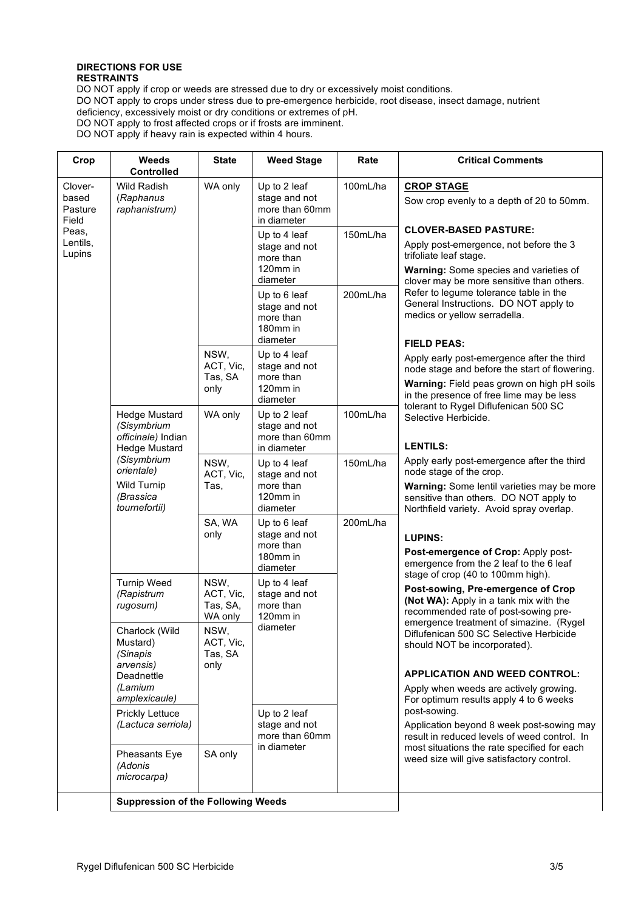**DIRECTIONS FOR USE**

**RESTRAINTS**

DO NOT apply if crop or weeds are stressed due to dry or excessively moist conditions.
DO NOT apply to crops under stress due to pre-emergence herbicide, root disease, insect damage, nutrient deficiency, excessively moist or dry conditions or extremes of pH.
DO NOT apply to frost affected crops or if frosts are imminent.
DO NOT apply if heavy rain is expected within 4 hours.

| Crop | Weeds Controlled | State | Weed Stage | Rate | Critical Comments |
|---|---|---|---|---|---|
| Clover-based Pasture Field Peas, Lentils, Lupins | Wild Radish (*Raphanus raphanistrum*) | WA only | Up to 2 leaf stage and not more than 60mm in diameter | 100mL/ha | **CROP STAGE** Sow crop evenly to a depth of 20 to 50mm. **CLOVER-BASED PASTURE:** Apply post-emergence, not before the 3 trifoliate leaf stage. **Warning:** Some species and varieties of clover may be more sensitive than others. Refer to legume tolerance table in the General Instructions. DO NOT apply to medics or yellow serradella. **FIELD PEAS:** Apply early post-emergence after the third node stage and before the start of flowering. **Warning:** Field peas grown on high pH soils in the presence of free lime may be less tolerant to Rygel Diflufenican 500 SC Selective Herbicide. **LENTILS:** Apply early post-emergence after the third node stage of the crop. **Warning:** Some lentil varieties may be more sensitive than others. DO NOT apply to Northfield variety. Avoid spray overlap. **LUPINS:** **Post-emergence of Crop:** Apply post-emergence from the 2 leaf to the 6 leaf stage of crop (40 to 100mm high). **Post-sowing, Pre-emergence of Crop (Not WA):** Apply in a tank mix with the recommended rate of post-sowing pre-emergence treatment of simazine. (Rygel Diflufenican 500 SC Selective Herbicide should NOT be incorporated). **APPLICATION AND WEED CONTROL:** Apply when weeds are actively growing. For optimum results apply 4 to 6 weeks post-sowing. Application beyond 8 week post-sowing may result in reduced levels of weed control. In most situations the rate specified for each weed size will give satisfactory control. |
| | | | Up to 4 leaf stage and not more than 120mm in diameter | 150mL/ha | |
| | | | Up to 6 leaf stage and not more than 180mm in diameter | 200mL/ha | |
| | | NSW, ACT, Vic, Tas, SA only | Up to 4 leaf stage and not more than 120mm in diameter | | |
| | Hedge Mustard (*Sisymbrium officinale*) Indian Hedge Mustard (*Sisymbrium orientale*) Wild Turnip (*Brassica tournefortii*) | WA only | Up to 2 leaf stage and not more than 60mm in diameter | 100mL/ha | |
| | | NSW, ACT, Vic, Tas, | Up to 4 leaf stage and not more than 120mm in diameter | 150mL/ha | |
| | | SA, WA only | Up to 6 leaf stage and not more than 180mm in diameter | 200mL/ha | |
| | Turnip Weed (*Rapistrum rugosum*) | NSW, ACT, Vic, Tas, SA, WA only | Up to 4 leaf stage and not more than 120mm in diameter | | |
| | Charlock (Wild Mustard) (*Sinapis arvensis*) Deadnettle (*Lamium amplexicaule*) | NSW, ACT, Vic, Tas, SA only | | | |
| | Prickly Lettuce (*Lactuca serriola*) | | Up to 2 leaf stage and not more than 60mm in diameter | | |
| | Pheasants Eye (*Adonis microcarpa*) | SA only | | | |
| | **Suppression of the Following Weeds** | | | | |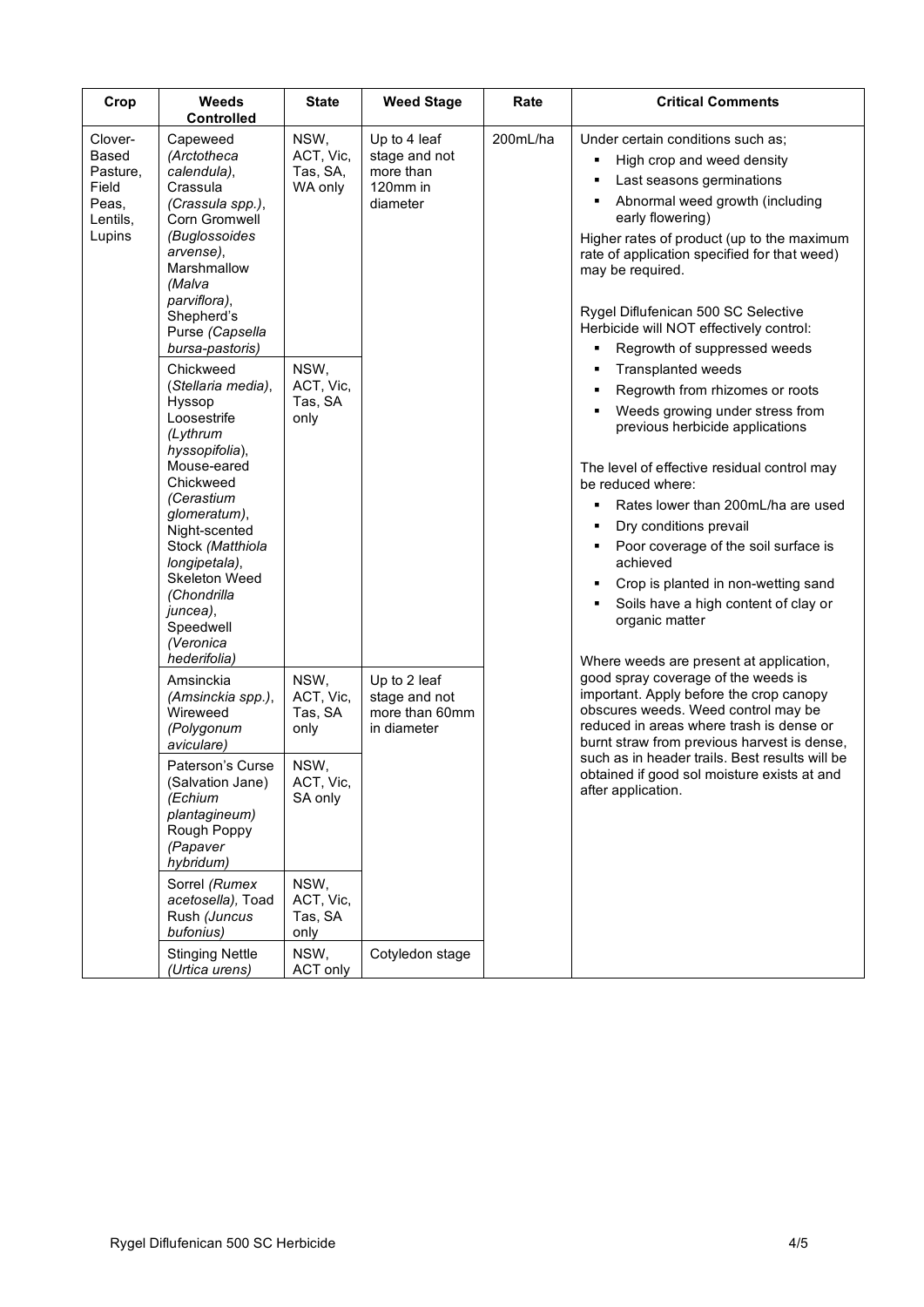| Crop | Weeds Controlled | State | Weed Stage | Rate | Critical Comments |
|---|---|---|---|---|---|
| Clover-Based Pasture, Field Peas, Lentils, Lupins | Capeweed *(Arctotheca calendula)*, Crassula *(Crassula spp.)*, Corn Gromwell *(Buglossoides arvense)*, Marshmallow *(Malva parviflora)*, Shepherd's Purse *(Capsella bursa-pastoris)* | NSW, ACT, Vic, Tas, SA, WA only | Up to 4 leaf stage and not more than 120mm in diameter | 200mL/ha | Under certain conditions such as;<br>▪ High crop and weed density<br>▪ Last seasons germinations<br>▪ Abnormal weed growth (including early flowering)<br>Higher rates of product (up to the maximum rate of application specified for that weed) may be required.<br><br>Rygel Diflufenican 500 SC Selective Herbicide will NOT effectively control:<br>▪ Regrowth of suppressed weeds<br>▪ Transplanted weeds<br>▪ Regrowth from rhizomes or roots<br>▪ Weeds growing under stress from previous herbicide applications<br><br>The level of effective residual control may be reduced where:<br>▪ Rates lower than 200mL/ha are used<br>▪ Dry conditions prevail<br>▪ Poor coverage of the soil surface is achieved<br>▪ Crop is planted in non-wetting sand<br>▪ Soils have a high content of clay or organic matter<br><br>Where weeds are present at application, good spray coverage of the weeds is important. Apply before the crop canopy obscures weeds. Weed control may be reduced in areas where trash is dense or burnt straw from previous harvest is dense, such as in header trails. Best results will be obtained if good sol moisture exists at and after application. |
| | Chickweed *(Stellaria media)*, Hyssop Loosestrife *(Lythrum hyssopifolia)*, Mouse-eared Chickweed *(Cerastium glomeratum)*, Night-scented Stock *(Matthiola longipetala)*, Skeleton Weed *(Chondrilla juncea)*, Speedwell *(Veronica hederifolia)* | NSW, ACT, Vic, Tas, SA only | | | |
| | Amsinckia *(Amsinckia spp.)*, Wireweed *(Polygonum aviculare)* | NSW, ACT, Vic, Tas, SA only | Up to 2 leaf stage and not more than 60mm in diameter | | |
| | Paterson's Curse (Salvation Jane) *(Echium plantagineum)* Rough Poppy *(Papaver hybridum)* | NSW, ACT, Vic, SA only | | | |
| | Sorrel *(Rumex acetosella)*, Toad Rush *(Juncus bufonius)* | NSW, ACT, Vic, Tas, SA only | | | |
| | Stinging Nettle *(Urtica urens)* | NSW, ACT only | Cotyledon stage | | |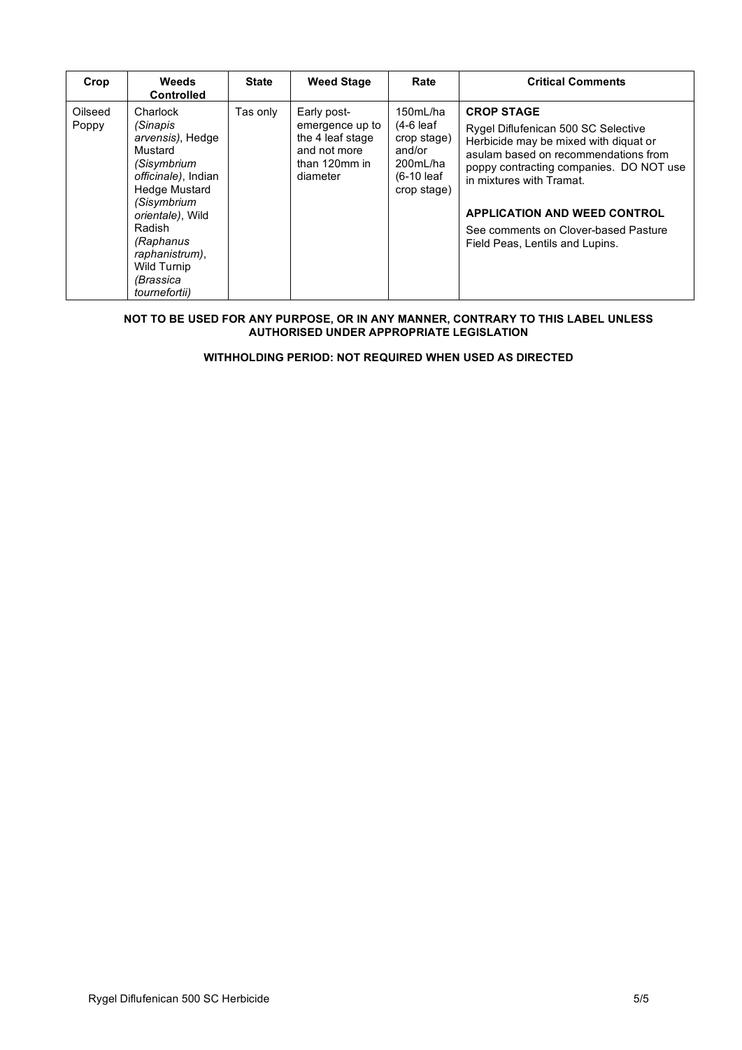| Crop | Weeds Controlled | State | Weed Stage | Rate | Critical Comments |
|---|---|---|---|---|---|
| Oilseed Poppy | Charlock *(Sinapis arvensis)*, Hedge Mustard *(Sisymbrium officinale)*, Indian Hedge Mustard *(Sisymbrium orientale)*, Wild Radish *(Raphanus raphanistrum)*, Wild Turnip *(Brassica tournefortii)* | Tas only | Early post-emergence up to the 4 leaf stage and not more than 120mm in diameter | 150mL/ha (4-6 leaf crop stage) and/or 200mL/ha (6-10 leaf crop stage) | **CROP STAGE**<br>Rygel Diflufenican 500 SC Selective Herbicide may be mixed with diquat or asulam based on recommendations from poppy contracting companies. DO NOT use in mixtures with Tramat.<br><br>**APPLICATION AND WEED CONTROL**<br>See comments on Clover-based Pasture Field Peas, Lentils and Lupins. |

**NOT TO BE USED FOR ANY PURPOSE, OR IN ANY MANNER, CONTRARY TO THIS LABEL UNLESS AUTHORISED UNDER APPROPRIATE LEGISLATION**

**WITHHOLDING PERIOD: NOT REQUIRED WHEN USED AS DIRECTED**